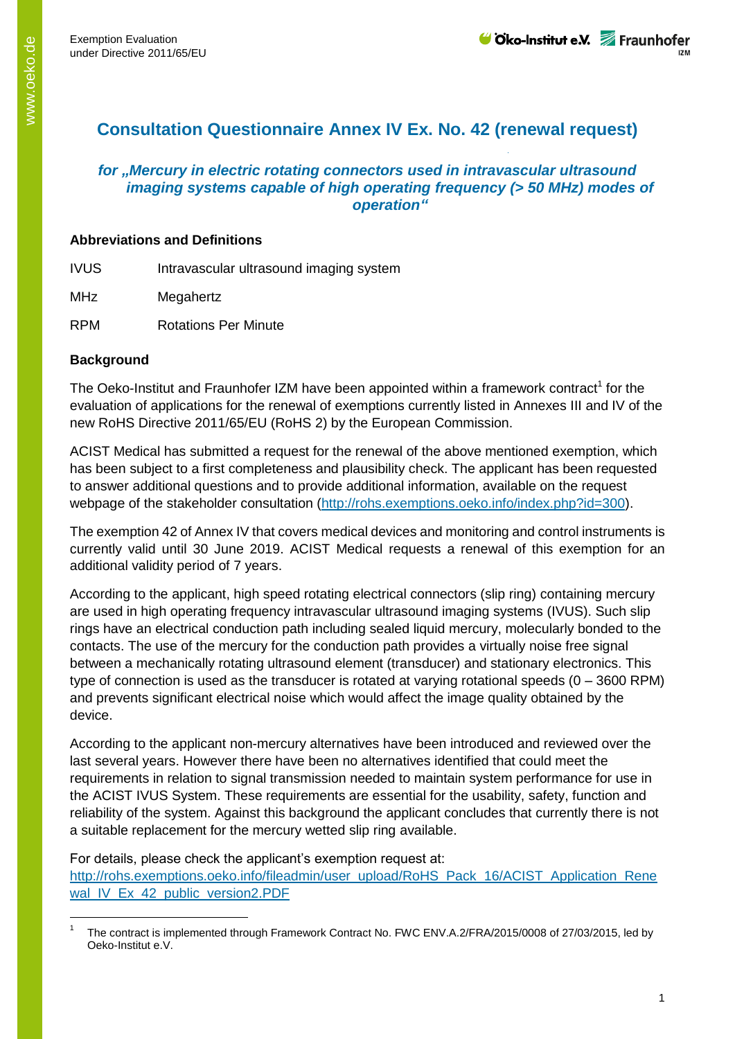# Consultation Questionnaire Annex IV Ex. No. 42 (renewal request)

### *for „Mercury in electric rotating connectors used in intravascular ultrasound imaging systems capable of high operating frequency (> 50 MHz) modes of operation"*

**Abbreviations and Definitions**

| | |
|---|---|
| IVUS | Intravascular ultrasound imaging system |
| MHz | Megahertz |
| RPM | Rotations Per Minute |

**Background**

The Oeko-Institut and Fraunhofer IZM have been appointed within a framework contract[1] for the evaluation of applications for the renewal of exemptions currently listed in Annexes III and IV of the new RoHS Directive 2011/65/EU (RoHS 2) by the European Commission.

ACIST Medical has submitted a request for the renewal of the above mentioned exemption, which has been subject to a first completeness and plausibility check. The applicant has been requested to answer additional questions and to provide additional information, available on the request webpage of the stakeholder consultation (http://rohs.exemptions.oeko.info/index.php?id=300).

The exemption 42 of Annex IV that covers medical devices and monitoring and control instruments is currently valid until 30 June 2019. ACIST Medical requests a renewal of this exemption for an additional validity period of 7 years.

According to the applicant, high speed rotating electrical connectors (slip ring) containing mercury are used in high operating frequency intravascular ultrasound imaging systems (IVUS). Such slip rings have an electrical conduction path including sealed liquid mercury, molecularly bonded to the contacts. The use of the mercury for the conduction path provides a virtually noise free signal between a mechanically rotating ultrasound element (transducer) and stationary electronics. This type of connection is used as the transducer is rotated at varying rotational speeds (0 – 3600 RPM) and prevents significant electrical noise which would affect the image quality obtained by the device.

According to the applicant non-mercury alternatives have been introduced and reviewed over the last several years. However there have been no alternatives identified that could meet the requirements in relation to signal transmission needed to maintain system performance for use in the ACIST IVUS System. These requirements are essential for the usability, safety, function and reliability of the system. Against this background the applicant concludes that currently there is not a suitable replacement for the mercury wetted slip ring available.

For details, please check the applicant's exemption request at:
http://rohs.exemptions.oeko.info/fileadmin/user_upload/RoHS_Pack_16/ACIST_Application_Renewal_IV_Ex_42_public_version2.PDF

---

[1] The contract is implemented through Framework Contract No. FWC ENV.A.2/FRA/2015/0008 of 27/03/2015, led by Oeko-Institut e.V.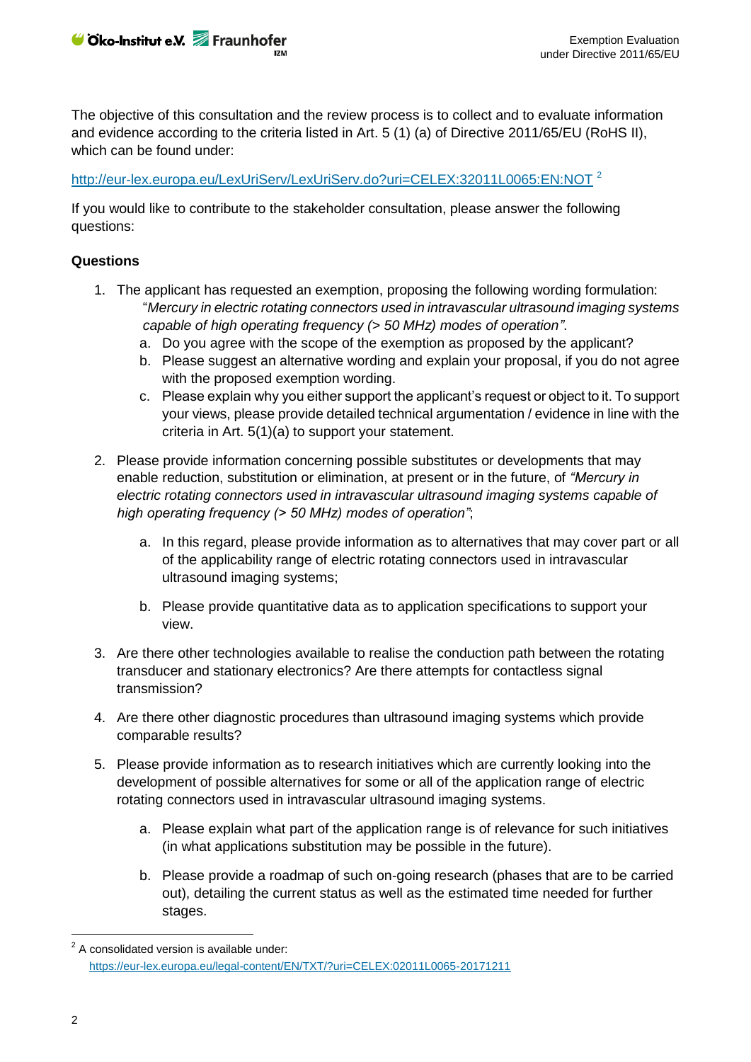The objective of this consultation and the review process is to collect and to evaluate information and evidence according to the criteria listed in Art. 5 (1) (a) of Directive 2011/65/EU (RoHS II), which can be found under:

http://eur-lex.europa.eu/LexUriServ/LexUriServ.do?uri=CELEX:32011L0065:EN:NOT [2]

If you would like to contribute to the stakeholder consultation, please answer the following questions:

**Questions**

1. The applicant has requested an exemption, proposing the following wording formulation: "*Mercury in electric rotating connectors used in intravascular ultrasound imaging systems capable of high operating frequency (> 50 MHz) modes of operation"*.
   a. Do you agree with the scope of the exemption as proposed by the applicant?
   b. Please suggest an alternative wording and explain your proposal, if you do not agree with the proposed exemption wording.
   c. Please explain why you either support the applicant's request or object to it. To support your views, please provide detailed technical argumentation / evidence in line with the criteria in Art. 5(1)(a) to support your statement.

2. Please provide information concerning possible substitutes or developments that may enable reduction, substitution or elimination, at present or in the future, of *"Mercury in electric rotating connectors used in intravascular ultrasound imaging systems capable of high operating frequency (> 50 MHz) modes of operation"*;

   a. In this regard, please provide information as to alternatives that may cover part or all of the applicability range of electric rotating connectors used in intravascular ultrasound imaging systems;

   b. Please provide quantitative data as to application specifications to support your view.

3. Are there other technologies available to realise the conduction path between the rotating transducer and stationary electronics? Are there attempts for contactless signal transmission?

4. Are there other diagnostic procedures than ultrasound imaging systems which provide comparable results?

5. Please provide information as to research initiatives which are currently looking into the development of possible alternatives for some or all of the application range of electric rotating connectors used in intravascular ultrasound imaging systems.

   a. Please explain what part of the application range is of relevance for such initiatives (in what applications substitution may be possible in the future).

   b. Please provide a roadmap of such on-going research (phases that are to be carried out), detailing the current status as well as the estimated time needed for further stages.

[2] A consolidated version is available under: https://eur-lex.europa.eu/legal-content/EN/TXT/?uri=CELEX:02011L0065-20171211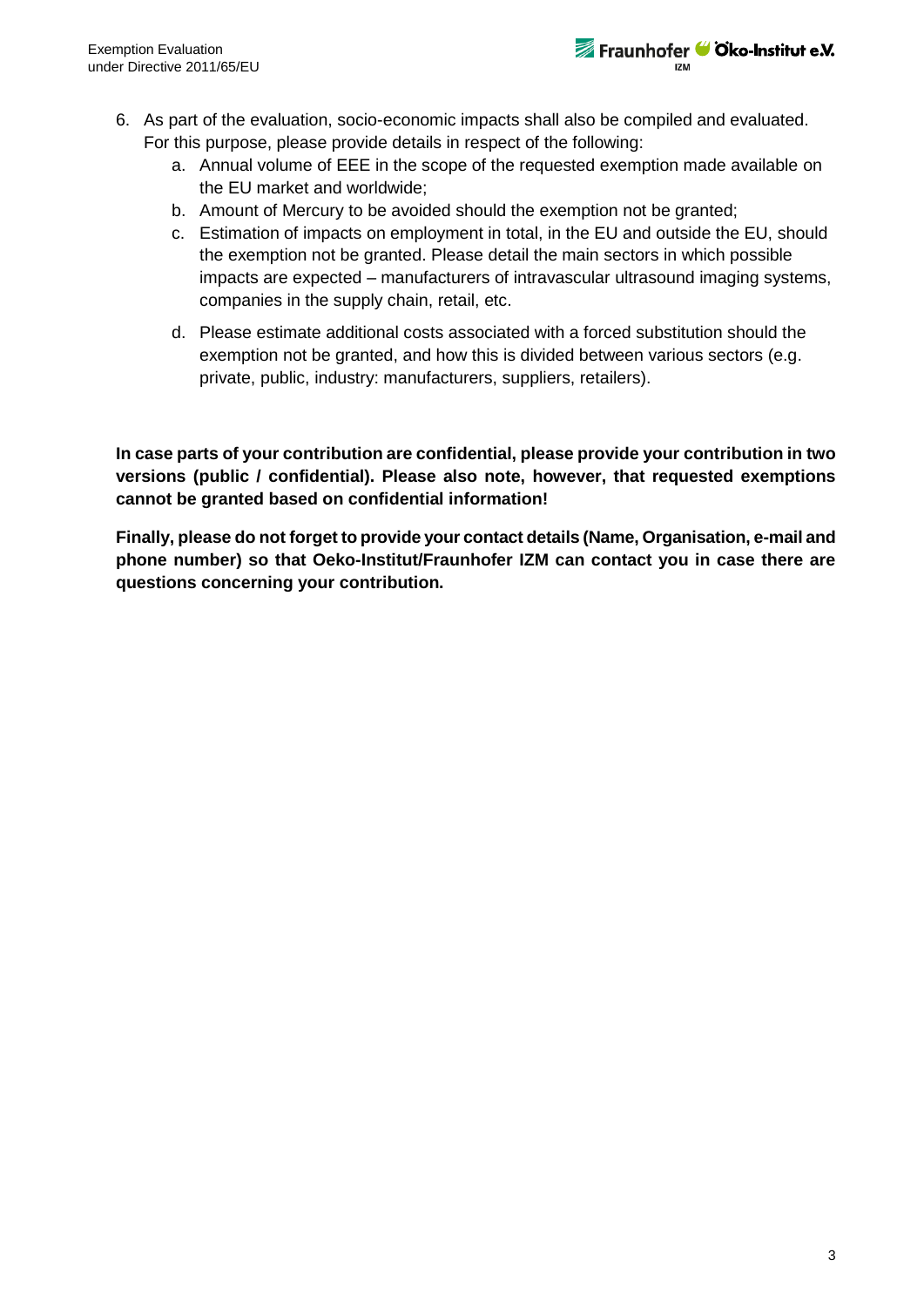6. As part of the evaluation, socio-economic impacts shall also be compiled and evaluated. For this purpose, please provide details in respect of the following:
   a. Annual volume of EEE in the scope of the requested exemption made available on the EU market and worldwide;
   b. Amount of Mercury to be avoided should the exemption not be granted;
   c. Estimation of impacts on employment in total, in the EU and outside the EU, should the exemption not be granted. Please detail the main sectors in which possible impacts are expected – manufacturers of intravascular ultrasound imaging systems, companies in the supply chain, retail, etc.
   d. Please estimate additional costs associated with a forced substitution should the exemption not be granted, and how this is divided between various sectors (e.g. private, public, industry: manufacturers, suppliers, retailers).

**In case parts of your contribution are confidential, please provide your contribution in two versions (public / confidential). Please also note, however, that requested exemptions cannot be granted based on confidential information!**

**Finally, please do not forget to provide your contact details (Name, Organisation, e-mail and phone number) so that Oeko-Institut/Fraunhofer IZM can contact you in case there are questions concerning your contribution.**